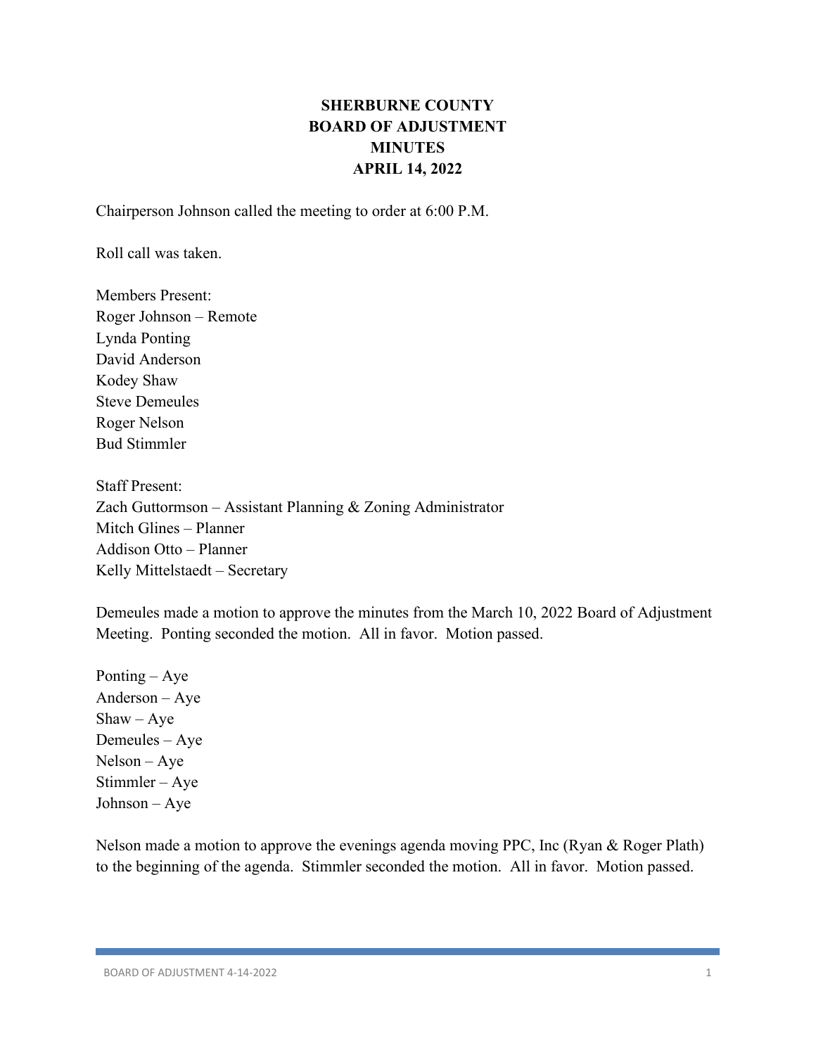# SHERBURNE COUNTY
# BOARD OF ADJUSTMENT
# MINUTES
# APRIL 14, 2022

Chairperson Johnson called the meeting to order at 6:00 P.M.

Roll call was taken.

Members Present:
Roger Johnson – Remote
Lynda Ponting
David Anderson
Kodey Shaw
Steve Demeules
Roger Nelson
Bud Stimmler

Staff Present:
Zach Guttormson – Assistant Planning & Zoning Administrator
Mitch Glines – Planner
Addison Otto – Planner
Kelly Mittelstaedt – Secretary

Demeules made a motion to approve the minutes from the March 10, 2022 Board of Adjustment Meeting. Ponting seconded the motion. All in favor. Motion passed.

Ponting – Aye
Anderson – Aye
Shaw – Aye
Demeules – Aye
Nelson – Aye
Stimmler – Aye
Johnson – Aye

Nelson made a motion to approve the evenings agenda moving PPC, Inc (Ryan & Roger Plath) to the beginning of the agenda. Stimmler seconded the motion. All in favor. Motion passed.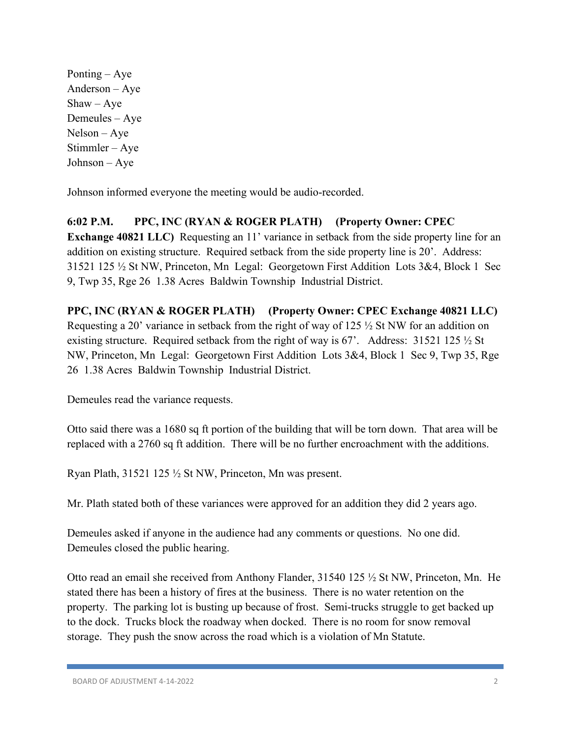Ponting – Aye
Anderson – Aye
Shaw – Aye
Demeules – Aye
Nelson – Aye
Stimmler – Aye
Johnson – Aye

Johnson informed everyone the meeting would be audio-recorded.

**6:02 P.M. PPC, INC (RYAN & ROGER PLATH) (Property Owner: CPEC Exchange 40821 LLC)** Requesting an 11' variance in setback from the side property line for an addition on existing structure. Required setback from the side property line is 20'. Address: 31521 125 ½ St NW, Princeton, Mn Legal: Georgetown First Addition Lots 3&4, Block 1 Sec 9, Twp 35, Rge 26 1.38 Acres Baldwin Township Industrial District.

**PPC, INC (RYAN & ROGER PLATH) (Property Owner: CPEC Exchange 40821 LLC)** Requesting a 20' variance in setback from the right of way of 125 ½ St NW for an addition on existing structure. Required setback from the right of way is 67'. Address: 31521 125 ½ St NW, Princeton, Mn Legal: Georgetown First Addition Lots 3&4, Block 1 Sec 9, Twp 35, Rge 26 1.38 Acres Baldwin Township Industrial District.

Demeules read the variance requests.

Otto said there was a 1680 sq ft portion of the building that will be torn down. That area will be replaced with a 2760 sq ft addition. There will be no further encroachment with the additions.

Ryan Plath, 31521 125 ½ St NW, Princeton, Mn was present.

Mr. Plath stated both of these variances were approved for an addition they did 2 years ago.

Demeules asked if anyone in the audience had any comments or questions. No one did. Demeules closed the public hearing.

Otto read an email she received from Anthony Flander, 31540 125 ½ St NW, Princeton, Mn. He stated there has been a history of fires at the business. There is no water retention on the property. The parking lot is busting up because of frost. Semi-trucks struggle to get backed up to the dock. Trucks block the roadway when docked. There is no room for snow removal storage. They push the snow across the road which is a violation of Mn Statute.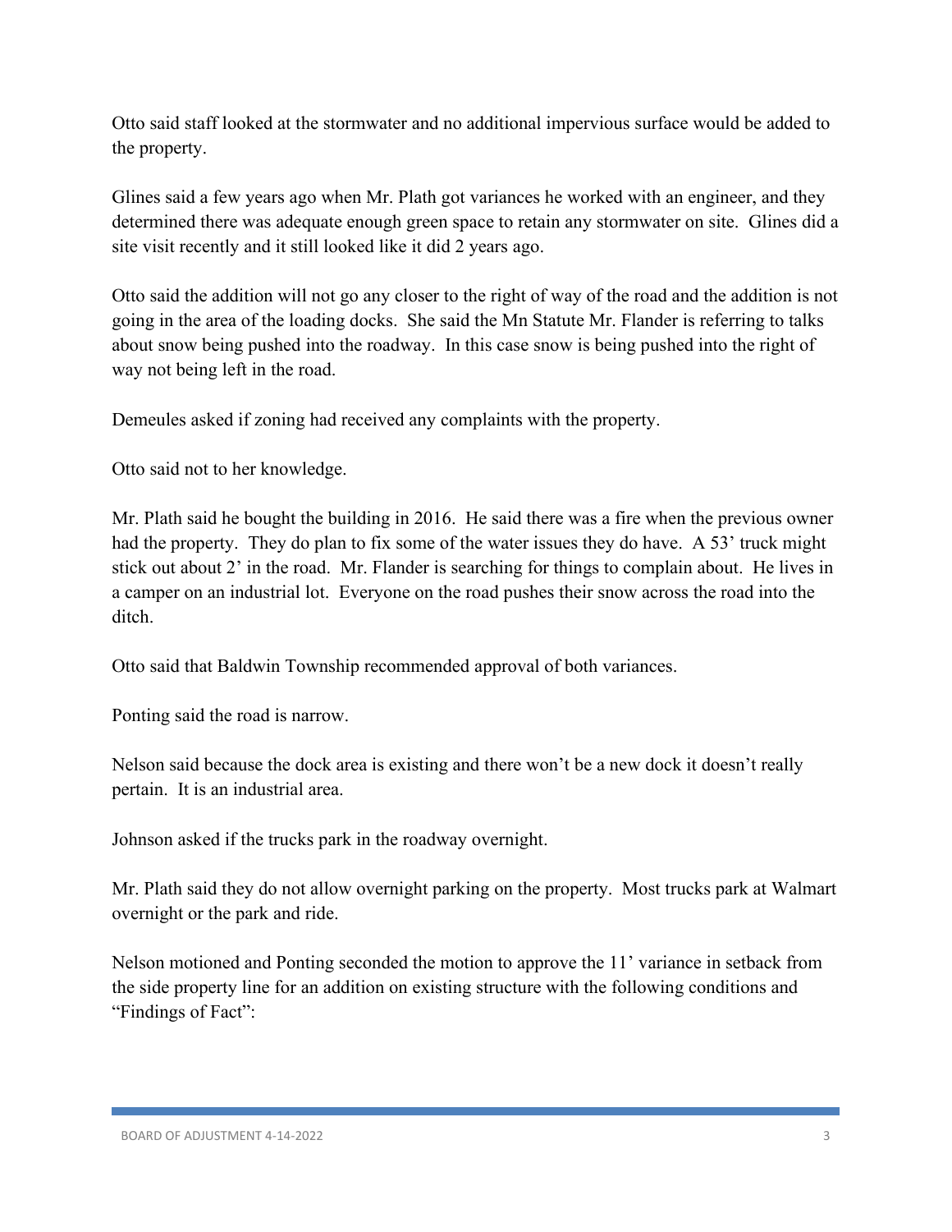Otto said staff looked at the stormwater and no additional impervious surface would be added to the property.

Glines said a few years ago when Mr. Plath got variances he worked with an engineer, and they determined there was adequate enough green space to retain any stormwater on site. Glines did a site visit recently and it still looked like it did 2 years ago.

Otto said the addition will not go any closer to the right of way of the road and the addition is not going in the area of the loading docks. She said the Mn Statute Mr. Flander is referring to talks about snow being pushed into the roadway. In this case snow is being pushed into the right of way not being left in the road.

Demeules asked if zoning had received any complaints with the property.

Otto said not to her knowledge.

Mr. Plath said he bought the building in 2016. He said there was a fire when the previous owner had the property. They do plan to fix some of the water issues they do have. A 53' truck might stick out about 2' in the road. Mr. Flander is searching for things to complain about. He lives in a camper on an industrial lot. Everyone on the road pushes their snow across the road into the ditch.

Otto said that Baldwin Township recommended approval of both variances.

Ponting said the road is narrow.

Nelson said because the dock area is existing and there won't be a new dock it doesn't really pertain. It is an industrial area.

Johnson asked if the trucks park in the roadway overnight.

Mr. Plath said they do not allow overnight parking on the property. Most trucks park at Walmart overnight or the park and ride.

Nelson motioned and Ponting seconded the motion to approve the 11' variance in setback from the side property line for an addition on existing structure with the following conditions and "Findings of Fact":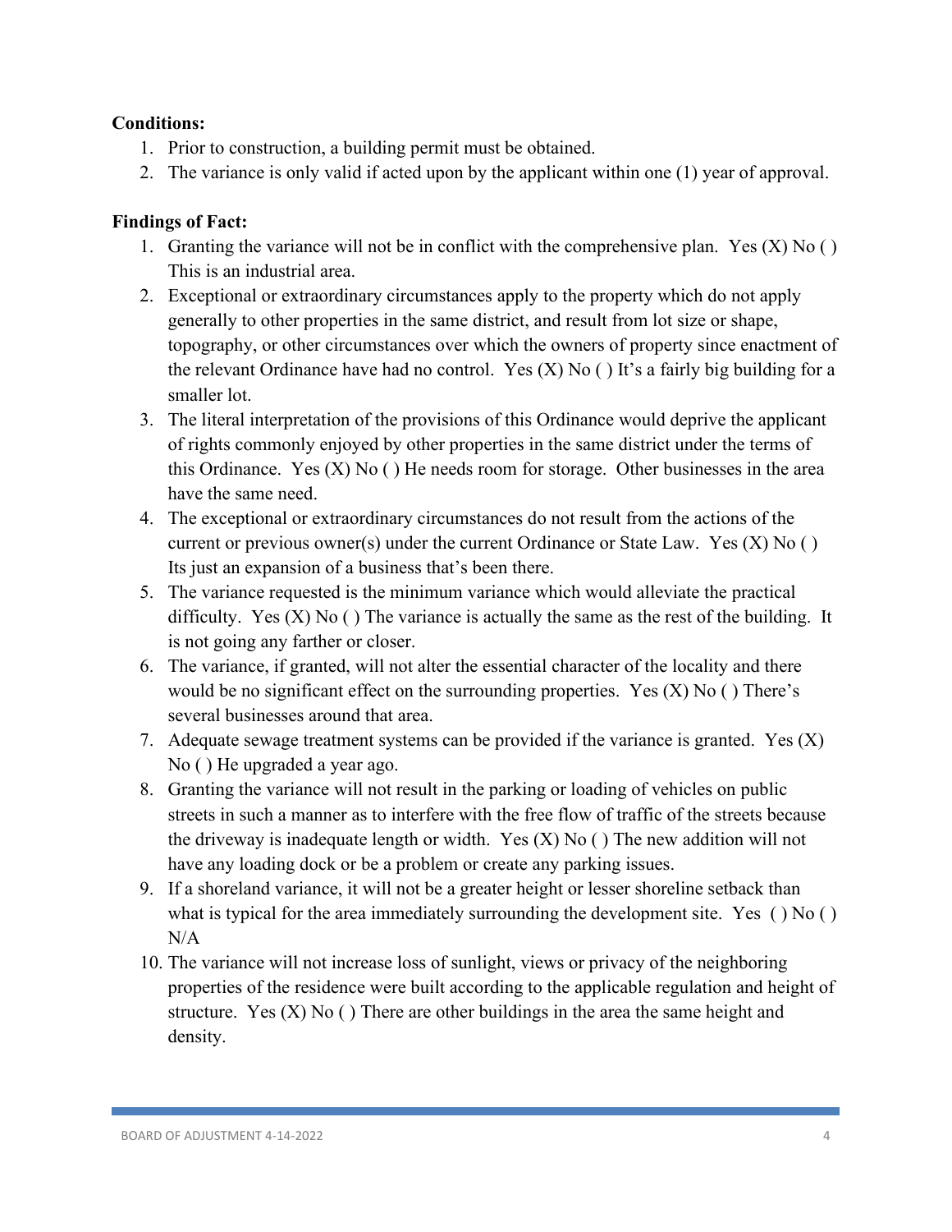**Conditions:**

1. Prior to construction, a building permit must be obtained.
2. The variance is only valid if acted upon by the applicant within one (1) year of approval.

**Findings of Fact:**

1. Granting the variance will not be in conflict with the comprehensive plan. Yes (X) No ( ) This is an industrial area.
2. Exceptional or extraordinary circumstances apply to the property which do not apply generally to other properties in the same district, and result from lot size or shape, topography, or other circumstances over which the owners of property since enactment of the relevant Ordinance have had no control. Yes (X) No ( ) It's a fairly big building for a smaller lot.
3. The literal interpretation of the provisions of this Ordinance would deprive the applicant of rights commonly enjoyed by other properties in the same district under the terms of this Ordinance. Yes (X) No ( ) He needs room for storage. Other businesses in the area have the same need.
4. The exceptional or extraordinary circumstances do not result from the actions of the current or previous owner(s) under the current Ordinance or State Law. Yes (X) No ( ) Its just an expansion of a business that's been there.
5. The variance requested is the minimum variance which would alleviate the practical difficulty. Yes (X) No ( ) The variance is actually the same as the rest of the building. It is not going any farther or closer.
6. The variance, if granted, will not alter the essential character of the locality and there would be no significant effect on the surrounding properties. Yes (X) No ( ) There's several businesses around that area.
7. Adequate sewage treatment systems can be provided if the variance is granted. Yes (X) No ( ) He upgraded a year ago.
8. Granting the variance will not result in the parking or loading of vehicles on public streets in such a manner as to interfere with the free flow of traffic of the streets because the driveway is inadequate length or width. Yes (X) No ( ) The new addition will not have any loading dock or be a problem or create any parking issues.
9. If a shoreland variance, it will not be a greater height or lesser shoreline setback than what is typical for the area immediately surrounding the development site. Yes ( ) No ( ) N/A
10. The variance will not increase loss of sunlight, views or privacy of the neighboring properties of the residence were built according to the applicable regulation and height of structure. Yes (X) No ( ) There are other buildings in the area the same height and density.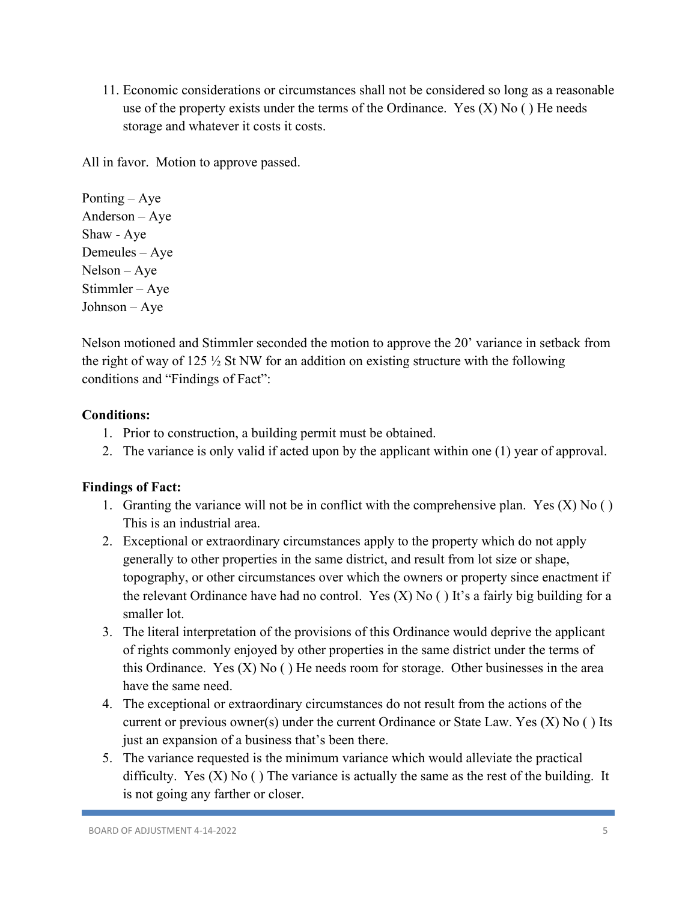11. Economic considerations or circumstances shall not be considered so long as a reasonable use of the property exists under the terms of the Ordinance. Yes (X) No ( ) He needs storage and whatever it costs it costs.

All in favor. Motion to approve passed.

Ponting – Aye
Anderson – Aye
Shaw - Aye
Demeules – Aye
Nelson – Aye
Stimmler – Aye
Johnson – Aye

Nelson motioned and Stimmler seconded the motion to approve the 20' variance in setback from the right of way of 125 ½ St NW for an addition on existing structure with the following conditions and "Findings of Fact":

**Conditions:**

1. Prior to construction, a building permit must be obtained.
2. The variance is only valid if acted upon by the applicant within one (1) year of approval.

**Findings of Fact:**

1. Granting the variance will not be in conflict with the comprehensive plan. Yes (X) No ( ) This is an industrial area.
2. Exceptional or extraordinary circumstances apply to the property which do not apply generally to other properties in the same district, and result from lot size or shape, topography, or other circumstances over which the owners or property since enactment if the relevant Ordinance have had no control. Yes (X) No ( ) It's a fairly big building for a smaller lot.
3. The literal interpretation of the provisions of this Ordinance would deprive the applicant of rights commonly enjoyed by other properties in the same district under the terms of this Ordinance. Yes (X) No ( ) He needs room for storage. Other businesses in the area have the same need.
4. The exceptional or extraordinary circumstances do not result from the actions of the current or previous owner(s) under the current Ordinance or State Law. Yes (X) No ( ) Its just an expansion of a business that's been there.
5. The variance requested is the minimum variance which would alleviate the practical difficulty. Yes (X) No ( ) The variance is actually the same as the rest of the building. It is not going any farther or closer.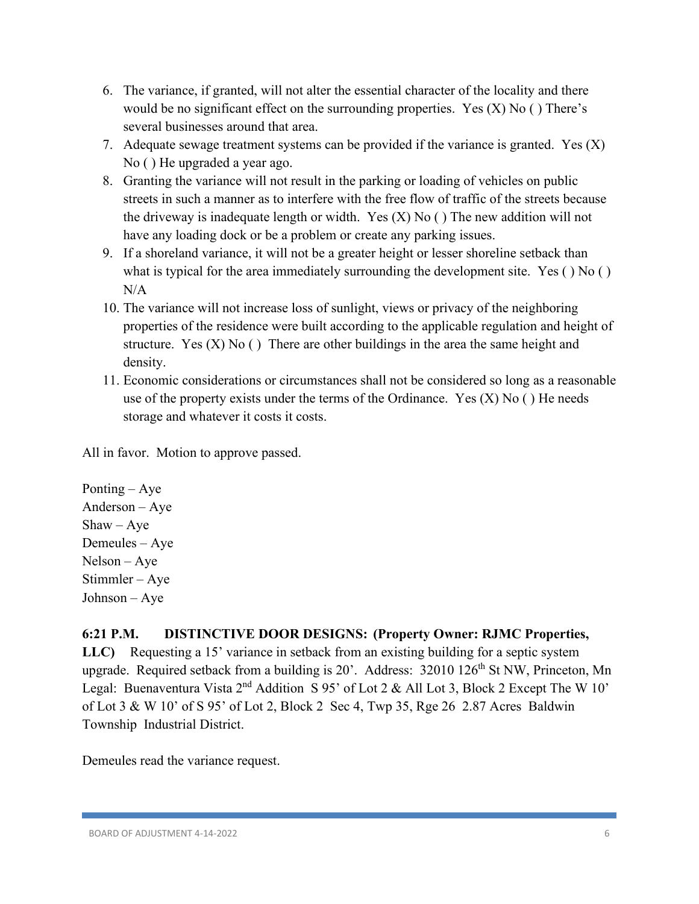6. The variance, if granted, will not alter the essential character of the locality and there would be no significant effect on the surrounding properties. Yes (X) No ( ) There's several businesses around that area.
7. Adequate sewage treatment systems can be provided if the variance is granted. Yes (X) No ( ) He upgraded a year ago.
8. Granting the variance will not result in the parking or loading of vehicles on public streets in such a manner as to interfere with the free flow of traffic of the streets because the driveway is inadequate length or width. Yes (X) No ( ) The new addition will not have any loading dock or be a problem or create any parking issues.
9. If a shoreland variance, it will not be a greater height or lesser shoreline setback than what is typical for the area immediately surrounding the development site. Yes ( ) No ( ) N/A
10. The variance will not increase loss of sunlight, views or privacy of the neighboring properties of the residence were built according to the applicable regulation and height of structure. Yes (X) No ( ) There are other buildings in the area the same height and density.
11. Economic considerations or circumstances shall not be considered so long as a reasonable use of the property exists under the terms of the Ordinance. Yes (X) No ( ) He needs storage and whatever it costs it costs.

All in favor. Motion to approve passed.

Ponting – Aye
Anderson – Aye
Shaw – Aye
Demeules – Aye
Nelson – Aye
Stimmler – Aye
Johnson – Aye

**6:21 P.M. DISTINCTIVE DOOR DESIGNS: (Property Owner: RJMC Properties, LLC)** Requesting a 15' variance in setback from an existing building for a septic system upgrade. Required setback from a building is 20'. Address: 32010 126th St NW, Princeton, Mn Legal: Buenaventura Vista 2nd Addition S 95' of Lot 2 & All Lot 3, Block 2 Except The W 10' of Lot 3 & W 10' of S 95' of Lot 2, Block 2 Sec 4, Twp 35, Rge 26 2.87 Acres Baldwin Township Industrial District.

Demeules read the variance request.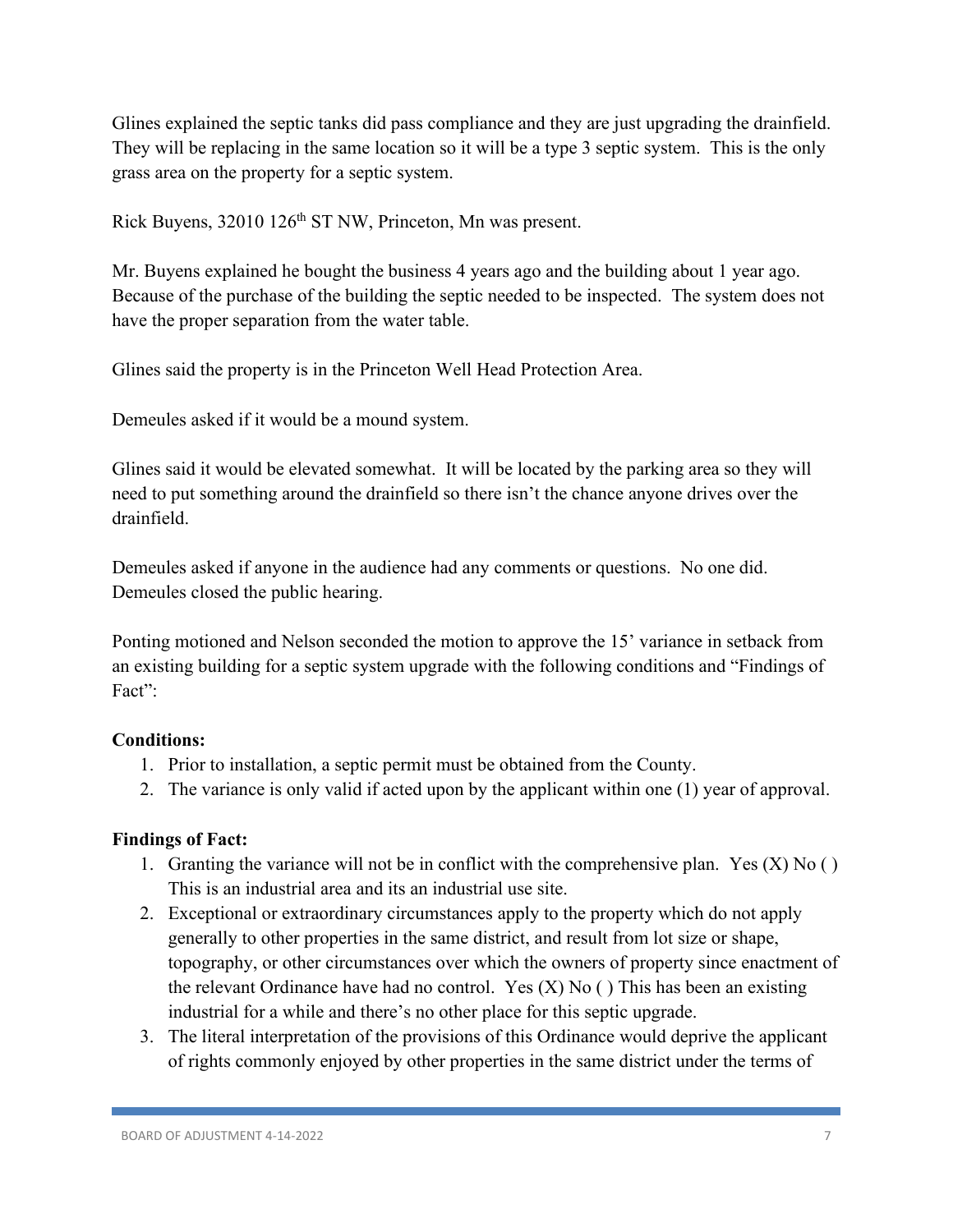Glines explained the septic tanks did pass compliance and they are just upgrading the drainfield. They will be replacing in the same location so it will be a type 3 septic system. This is the only grass area on the property for a septic system.

Rick Buyens, 32010 126th ST NW, Princeton, Mn was present.

Mr. Buyens explained he bought the business 4 years ago and the building about 1 year ago. Because of the purchase of the building the septic needed to be inspected. The system does not have the proper separation from the water table.

Glines said the property is in the Princeton Well Head Protection Area.

Demeules asked if it would be a mound system.

Glines said it would be elevated somewhat. It will be located by the parking area so they will need to put something around the drainfield so there isn't the chance anyone drives over the drainfield.

Demeules asked if anyone in the audience had any comments or questions. No one did. Demeules closed the public hearing.

Ponting motioned and Nelson seconded the motion to approve the 15' variance in setback from an existing building for a septic system upgrade with the following conditions and "Findings of Fact":

**Conditions:**

1. Prior to installation, a septic permit must be obtained from the County.
2. The variance is only valid if acted upon by the applicant within one (1) year of approval.

**Findings of Fact:**

1. Granting the variance will not be in conflict with the comprehensive plan. Yes (X) No ( ) This is an industrial area and its an industrial use site.
2. Exceptional or extraordinary circumstances apply to the property which do not apply generally to other properties in the same district, and result from lot size or shape, topography, or other circumstances over which the owners of property since enactment of the relevant Ordinance have had no control. Yes (X) No ( ) This has been an existing industrial for a while and there's no other place for this septic upgrade.
3. The literal interpretation of the provisions of this Ordinance would deprive the applicant of rights commonly enjoyed by other properties in the same district under the terms of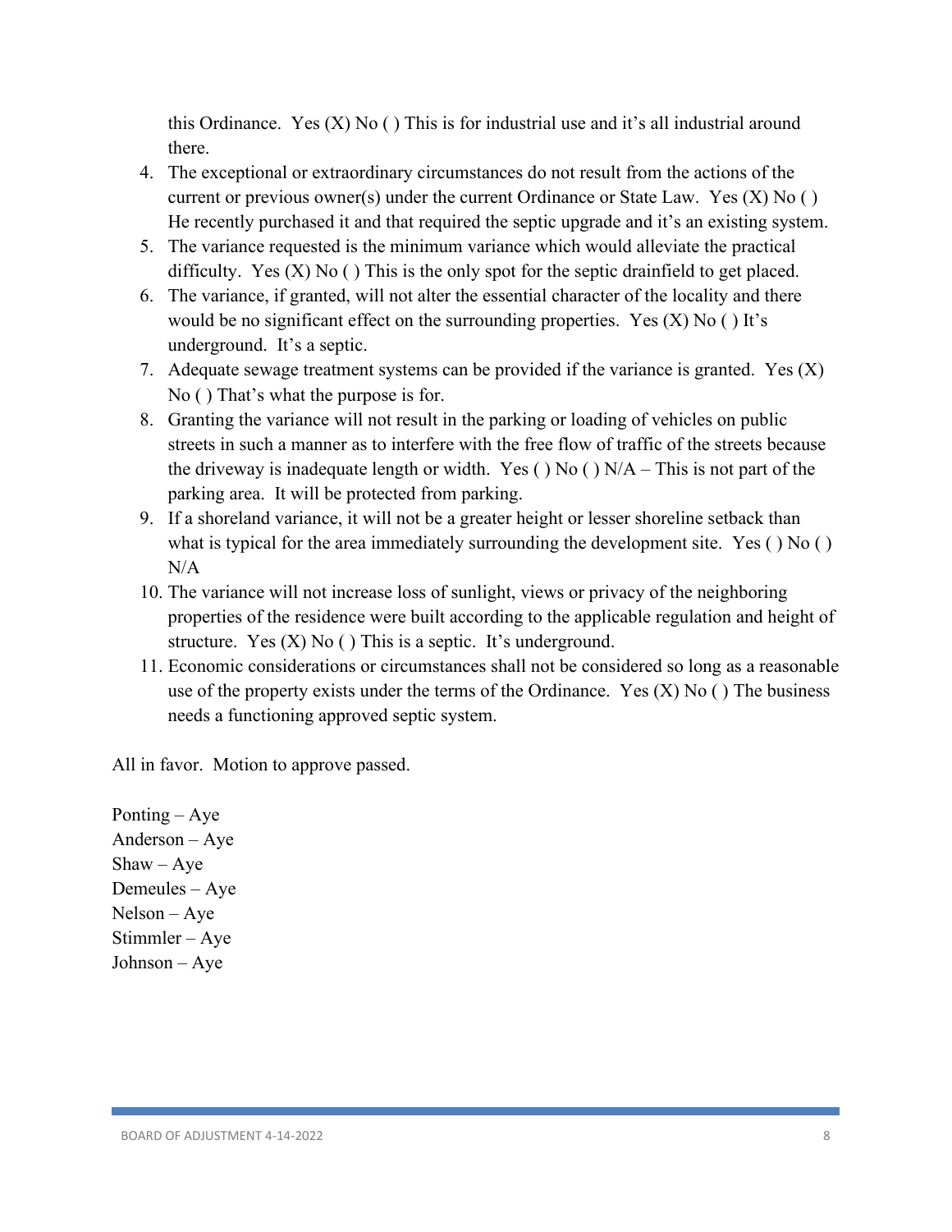this Ordinance. Yes (X) No ( ) This is for industrial use and it's all industrial around there.

4. The exceptional or extraordinary circumstances do not result from the actions of the current or previous owner(s) under the current Ordinance or State Law. Yes (X) No ( ) He recently purchased it and that required the septic upgrade and it's an existing system.
5. The variance requested is the minimum variance which would alleviate the practical difficulty. Yes (X) No ( ) This is the only spot for the septic drainfield to get placed.
6. The variance, if granted, will not alter the essential character of the locality and there would be no significant effect on the surrounding properties. Yes (X) No ( ) It's underground. It's a septic.
7. Adequate sewage treatment systems can be provided if the variance is granted. Yes (X) No ( ) That's what the purpose is for.
8. Granting the variance will not result in the parking or loading of vehicles on public streets in such a manner as to interfere with the free flow of traffic of the streets because the driveway is inadequate length or width. Yes ( ) No ( ) N/A – This is not part of the parking area. It will be protected from parking.
9. If a shoreland variance, it will not be a greater height or lesser shoreline setback than what is typical for the area immediately surrounding the development site. Yes ( ) No ( ) N/A
10. The variance will not increase loss of sunlight, views or privacy of the neighboring properties of the residence were built according to the applicable regulation and height of structure. Yes (X) No ( ) This is a septic. It's underground.
11. Economic considerations or circumstances shall not be considered so long as a reasonable use of the property exists under the terms of the Ordinance. Yes (X) No ( ) The business needs a functioning approved septic system.

All in favor. Motion to approve passed.

Ponting – Aye
Anderson – Aye
Shaw – Aye
Demeules – Aye
Nelson – Aye
Stimmler – Aye
Johnson – Aye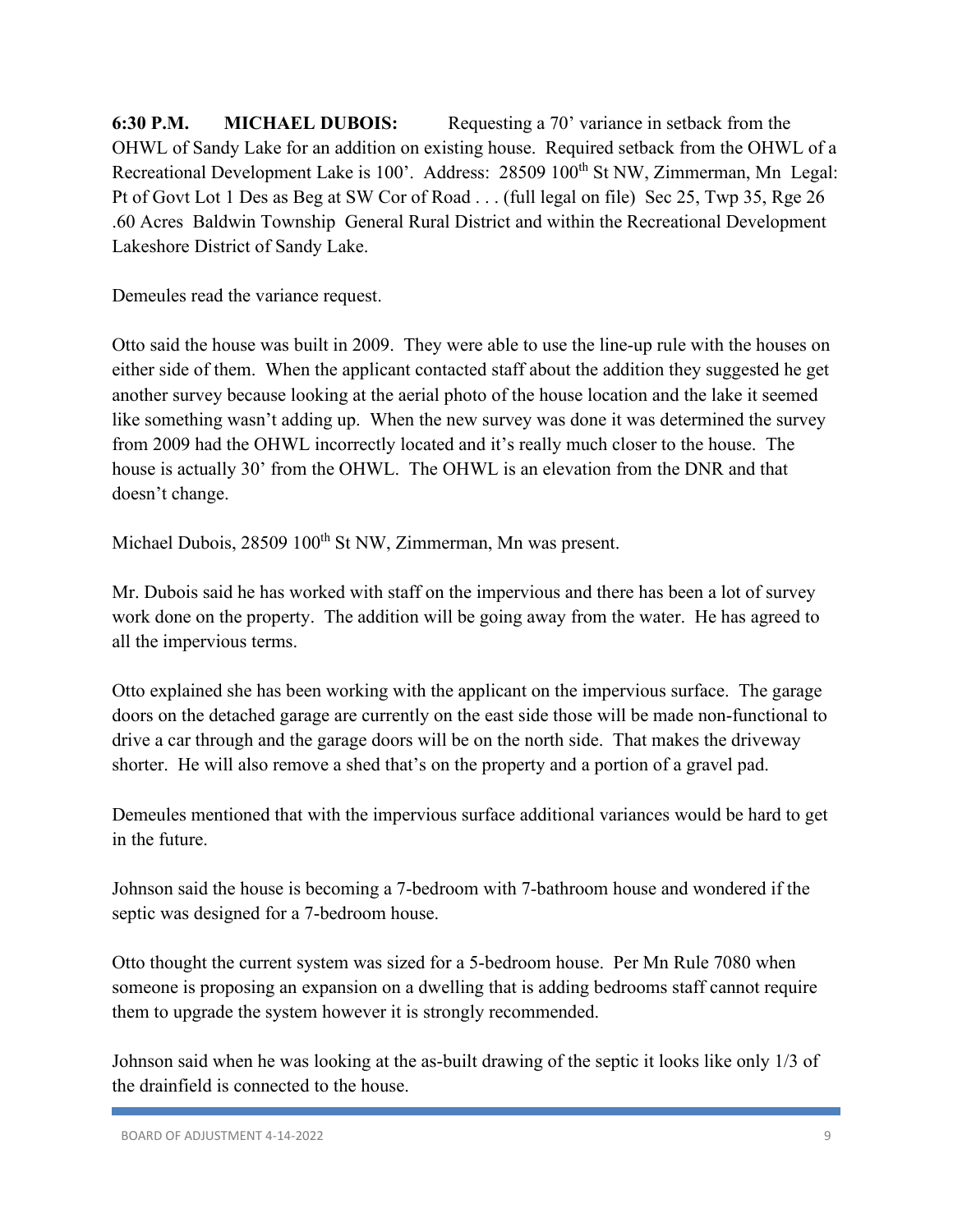**6:30 P.M. MICHAEL DUBOIS:** Requesting a 70' variance in setback from the OHWL of Sandy Lake for an addition on existing house. Required setback from the OHWL of a Recreational Development Lake is 100'. Address: 28509 100th St NW, Zimmerman, Mn Legal: Pt of Govt Lot 1 Des as Beg at SW Cor of Road . . . (full legal on file) Sec 25, Twp 35, Rge 26 .60 Acres Baldwin Township General Rural District and within the Recreational Development Lakeshore District of Sandy Lake.

Demeules read the variance request.

Otto said the house was built in 2009. They were able to use the line-up rule with the houses on either side of them. When the applicant contacted staff about the addition they suggested he get another survey because looking at the aerial photo of the house location and the lake it seemed like something wasn't adding up. When the new survey was done it was determined the survey from 2009 had the OHWL incorrectly located and it's really much closer to the house. The house is actually 30' from the OHWL. The OHWL is an elevation from the DNR and that doesn't change.

Michael Dubois, 28509 100th St NW, Zimmerman, Mn was present.

Mr. Dubois said he has worked with staff on the impervious and there has been a lot of survey work done on the property. The addition will be going away from the water. He has agreed to all the impervious terms.

Otto explained she has been working with the applicant on the impervious surface. The garage doors on the detached garage are currently on the east side those will be made non-functional to drive a car through and the garage doors will be on the north side. That makes the driveway shorter. He will also remove a shed that's on the property and a portion of a gravel pad.

Demeules mentioned that with the impervious surface additional variances would be hard to get in the future.

Johnson said the house is becoming a 7-bedroom with 7-bathroom house and wondered if the septic was designed for a 7-bedroom house.

Otto thought the current system was sized for a 5-bedroom house. Per Mn Rule 7080 when someone is proposing an expansion on a dwelling that is adding bedrooms staff cannot require them to upgrade the system however it is strongly recommended.

Johnson said when he was looking at the as-built drawing of the septic it looks like only 1/3 of the drainfield is connected to the house.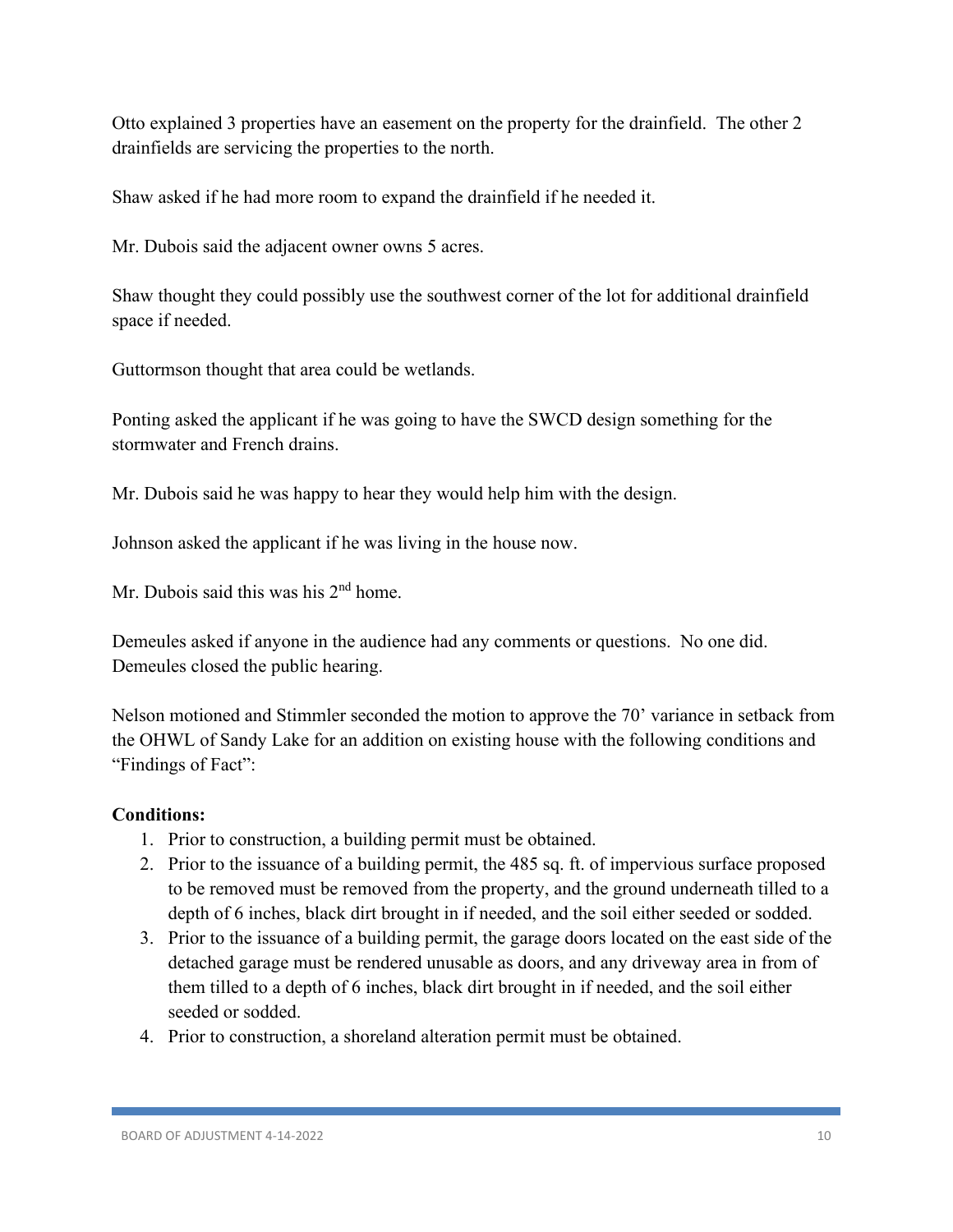Otto explained 3 properties have an easement on the property for the drainfield. The other 2 drainfields are servicing the properties to the north.

Shaw asked if he had more room to expand the drainfield if he needed it.

Mr. Dubois said the adjacent owner owns 5 acres.

Shaw thought they could possibly use the southwest corner of the lot for additional drainfield space if needed.

Guttormson thought that area could be wetlands.

Ponting asked the applicant if he was going to have the SWCD design something for the stormwater and French drains.

Mr. Dubois said he was happy to hear they would help him with the design.

Johnson asked the applicant if he was living in the house now.

Mr. Dubois said this was his 2nd home.

Demeules asked if anyone in the audience had any comments or questions. No one did. Demeules closed the public hearing.

Nelson motioned and Stimmler seconded the motion to approve the 70' variance in setback from the OHWL of Sandy Lake for an addition on existing house with the following conditions and "Findings of Fact":

**Conditions:**

1. Prior to construction, a building permit must be obtained.
2. Prior to the issuance of a building permit, the 485 sq. ft. of impervious surface proposed to be removed must be removed from the property, and the ground underneath tilled to a depth of 6 inches, black dirt brought in if needed, and the soil either seeded or sodded.
3. Prior to the issuance of a building permit, the garage doors located on the east side of the detached garage must be rendered unusable as doors, and any driveway area in from of them tilled to a depth of 6 inches, black dirt brought in if needed, and the soil either seeded or sodded.
4. Prior to construction, a shoreland alteration permit must be obtained.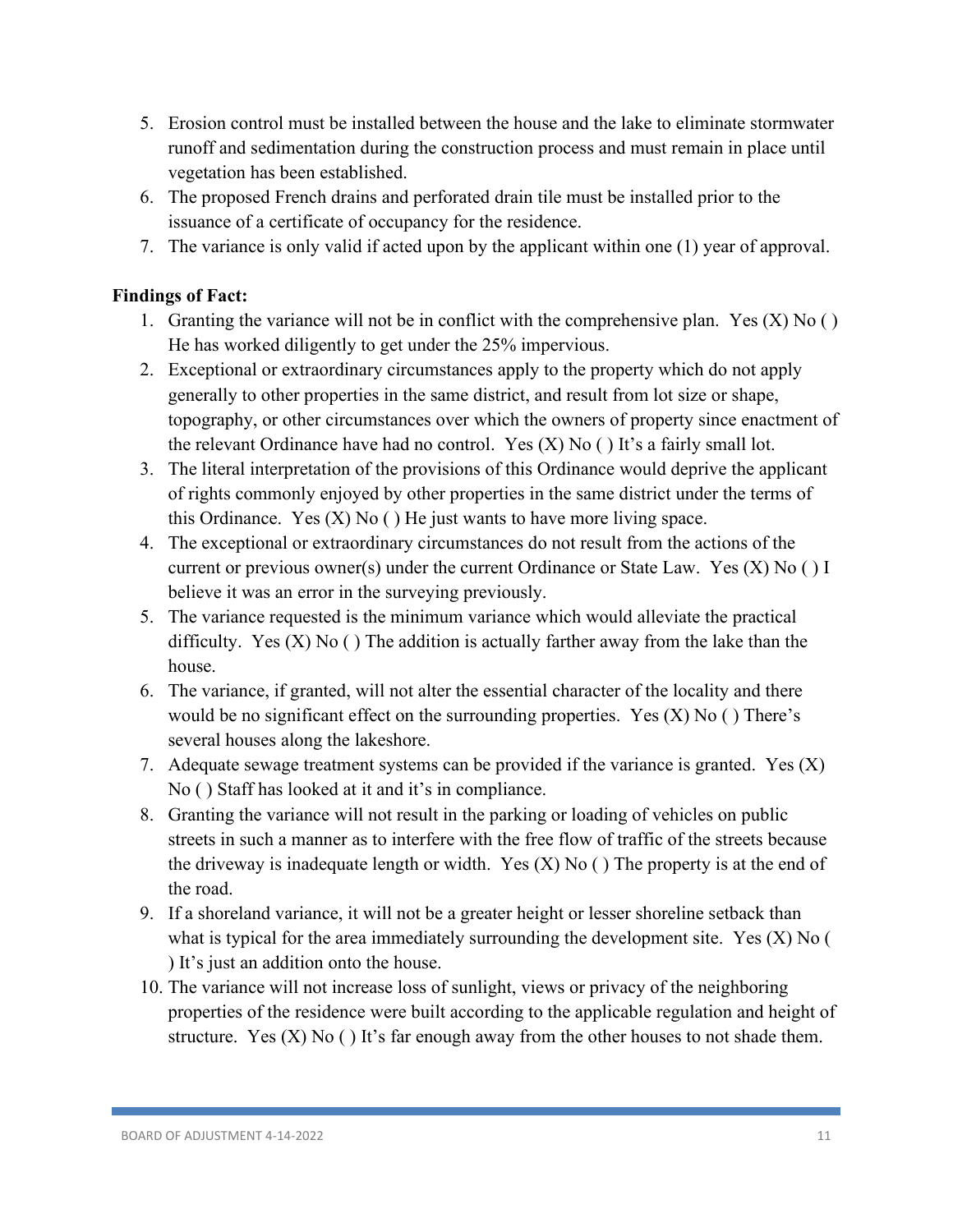5. Erosion control must be installed between the house and the lake to eliminate stormwater runoff and sedimentation during the construction process and must remain in place until vegetation has been established.
6. The proposed French drains and perforated drain tile must be installed prior to the issuance of a certificate of occupancy for the residence.
7. The variance is only valid if acted upon by the applicant within one (1) year of approval.

**Findings of Fact:**

1. Granting the variance will not be in conflict with the comprehensive plan. Yes (X) No ( ) He has worked diligently to get under the 25% impervious.
2. Exceptional or extraordinary circumstances apply to the property which do not apply generally to other properties in the same district, and result from lot size or shape, topography, or other circumstances over which the owners of property since enactment of the relevant Ordinance have had no control. Yes (X) No ( ) It's a fairly small lot.
3. The literal interpretation of the provisions of this Ordinance would deprive the applicant of rights commonly enjoyed by other properties in the same district under the terms of this Ordinance. Yes (X) No ( ) He just wants to have more living space.
4. The exceptional or extraordinary circumstances do not result from the actions of the current or previous owner(s) under the current Ordinance or State Law. Yes (X) No ( ) I believe it was an error in the surveying previously.
5. The variance requested is the minimum variance which would alleviate the practical difficulty. Yes (X) No ( ) The addition is actually farther away from the lake than the house.
6. The variance, if granted, will not alter the essential character of the locality and there would be no significant effect on the surrounding properties. Yes (X) No ( ) There's several houses along the lakeshore.
7. Adequate sewage treatment systems can be provided if the variance is granted. Yes (X) No ( ) Staff has looked at it and it's in compliance.
8. Granting the variance will not result in the parking or loading of vehicles on public streets in such a manner as to interfere with the free flow of traffic of the streets because the driveway is inadequate length or width. Yes (X) No ( ) The property is at the end of the road.
9. If a shoreland variance, it will not be a greater height or lesser shoreline setback than what is typical for the area immediately surrounding the development site. Yes (X) No ( ) It's just an addition onto the house.
10. The variance will not increase loss of sunlight, views or privacy of the neighboring properties of the residence were built according to the applicable regulation and height of structure. Yes (X) No ( ) It's far enough away from the other houses to not shade them.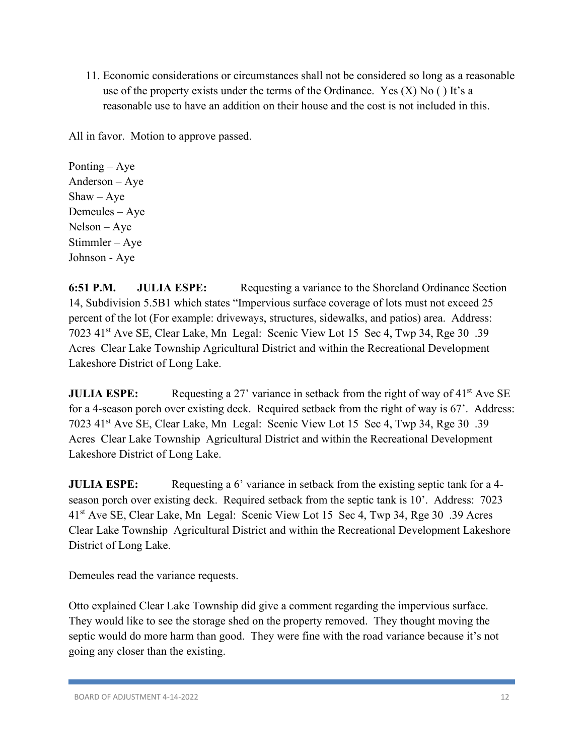11. Economic considerations or circumstances shall not be considered so long as a reasonable use of the property exists under the terms of the Ordinance. Yes (X) No ( ) It's a reasonable use to have an addition on their house and the cost is not included in this.

All in favor. Motion to approve passed.

Ponting – Aye
Anderson – Aye
Shaw – Aye
Demeules – Aye
Nelson – Aye
Stimmler – Aye
Johnson - Aye

**6:51 P.M. JULIA ESPE:** Requesting a variance to the Shoreland Ordinance Section 14, Subdivision 5.5B1 which states "Impervious surface coverage of lots must not exceed 25 percent of the lot (For example: driveways, structures, sidewalks, and patios) area. Address: 7023 41st Ave SE, Clear Lake, Mn Legal: Scenic View Lot 15 Sec 4, Twp 34, Rge 30 .39 Acres Clear Lake Township Agricultural District and within the Recreational Development Lakeshore District of Long Lake.

**JULIA ESPE:** Requesting a 27' variance in setback from the right of way of 41st Ave SE for a 4-season porch over existing deck. Required setback from the right of way is 67'. Address: 7023 41st Ave SE, Clear Lake, Mn Legal: Scenic View Lot 15 Sec 4, Twp 34, Rge 30 .39 Acres Clear Lake Township Agricultural District and within the Recreational Development Lakeshore District of Long Lake.

**JULIA ESPE:** Requesting a 6' variance in setback from the existing septic tank for a 4-season porch over existing deck. Required setback from the septic tank is 10'. Address: 7023 41st Ave SE, Clear Lake, Mn Legal: Scenic View Lot 15 Sec 4, Twp 34, Rge 30 .39 Acres Clear Lake Township Agricultural District and within the Recreational Development Lakeshore District of Long Lake.

Demeules read the variance requests.

Otto explained Clear Lake Township did give a comment regarding the impervious surface. They would like to see the storage shed on the property removed. They thought moving the septic would do more harm than good. They were fine with the road variance because it's not going any closer than the existing.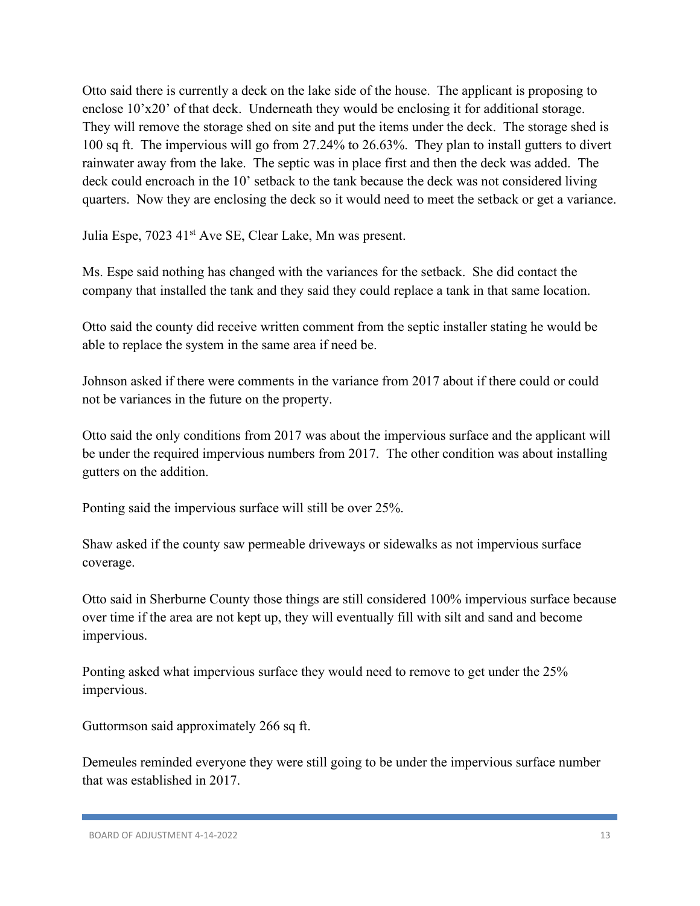Otto said there is currently a deck on the lake side of the house. The applicant is proposing to enclose 10'x20' of that deck. Underneath they would be enclosing it for additional storage. They will remove the storage shed on site and put the items under the deck. The storage shed is 100 sq ft. The impervious will go from 27.24% to 26.63%. They plan to install gutters to divert rainwater away from the lake. The septic was in place first and then the deck was added. The deck could encroach in the 10' setback to the tank because the deck was not considered living quarters. Now they are enclosing the deck so it would need to meet the setback or get a variance.

Julia Espe, 7023 41st Ave SE, Clear Lake, Mn was present.

Ms. Espe said nothing has changed with the variances for the setback. She did contact the company that installed the tank and they said they could replace a tank in that same location.

Otto said the county did receive written comment from the septic installer stating he would be able to replace the system in the same area if need be.

Johnson asked if there were comments in the variance from 2017 about if there could or could not be variances in the future on the property.

Otto said the only conditions from 2017 was about the impervious surface and the applicant will be under the required impervious numbers from 2017. The other condition was about installing gutters on the addition.

Ponting said the impervious surface will still be over 25%.

Shaw asked if the county saw permeable driveways or sidewalks as not impervious surface coverage.

Otto said in Sherburne County those things are still considered 100% impervious surface because over time if the area are not kept up, they will eventually fill with silt and sand and become impervious.

Ponting asked what impervious surface they would need to remove to get under the 25% impervious.

Guttormson said approximately 266 sq ft.

Demeules reminded everyone they were still going to be under the impervious surface number that was established in 2017.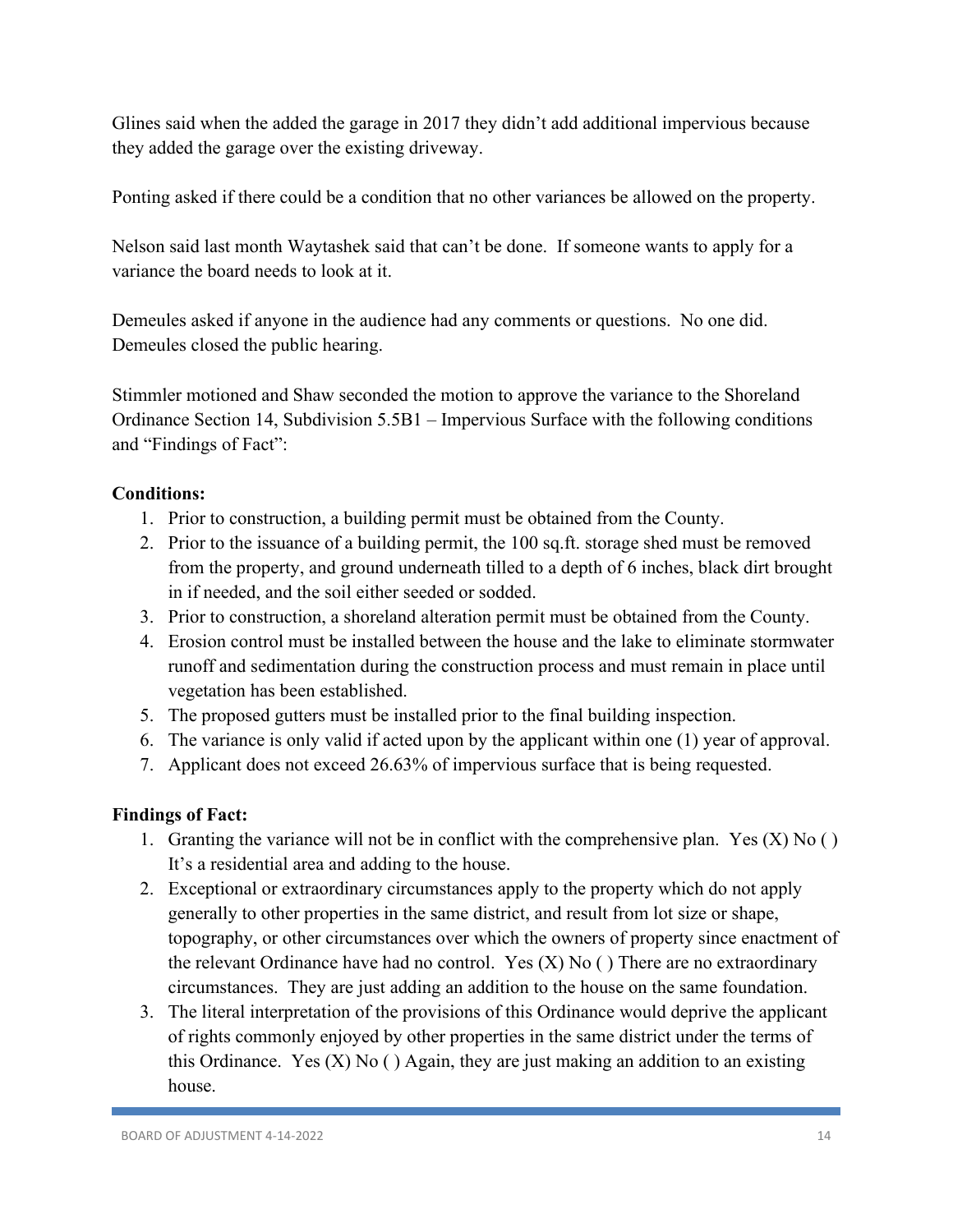Glines said when the added the garage in 2017 they didn't add additional impervious because they added the garage over the existing driveway.

Ponting asked if there could be a condition that no other variances be allowed on the property.

Nelson said last month Waytashek said that can't be done. If someone wants to apply for a variance the board needs to look at it.

Demeules asked if anyone in the audience had any comments or questions. No one did. Demeules closed the public hearing.

Stimmler motioned and Shaw seconded the motion to approve the variance to the Shoreland Ordinance Section 14, Subdivision 5.5B1 – Impervious Surface with the following conditions and "Findings of Fact":

**Conditions:**

1. Prior to construction, a building permit must be obtained from the County.
2. Prior to the issuance of a building permit, the 100 sq.ft. storage shed must be removed from the property, and ground underneath tilled to a depth of 6 inches, black dirt brought in if needed, and the soil either seeded or sodded.
3. Prior to construction, a shoreland alteration permit must be obtained from the County.
4. Erosion control must be installed between the house and the lake to eliminate stormwater runoff and sedimentation during the construction process and must remain in place until vegetation has been established.
5. The proposed gutters must be installed prior to the final building inspection.
6. The variance is only valid if acted upon by the applicant within one (1) year of approval.
7. Applicant does not exceed 26.63% of impervious surface that is being requested.

**Findings of Fact:**

1. Granting the variance will not be in conflict with the comprehensive plan. Yes (X) No ( ) It's a residential area and adding to the house.
2. Exceptional or extraordinary circumstances apply to the property which do not apply generally to other properties in the same district, and result from lot size or shape, topography, or other circumstances over which the owners of property since enactment of the relevant Ordinance have had no control. Yes (X) No ( ) There are no extraordinary circumstances. They are just adding an addition to the house on the same foundation.
3. The literal interpretation of the provisions of this Ordinance would deprive the applicant of rights commonly enjoyed by other properties in the same district under the terms of this Ordinance. Yes (X) No ( ) Again, they are just making an addition to an existing house.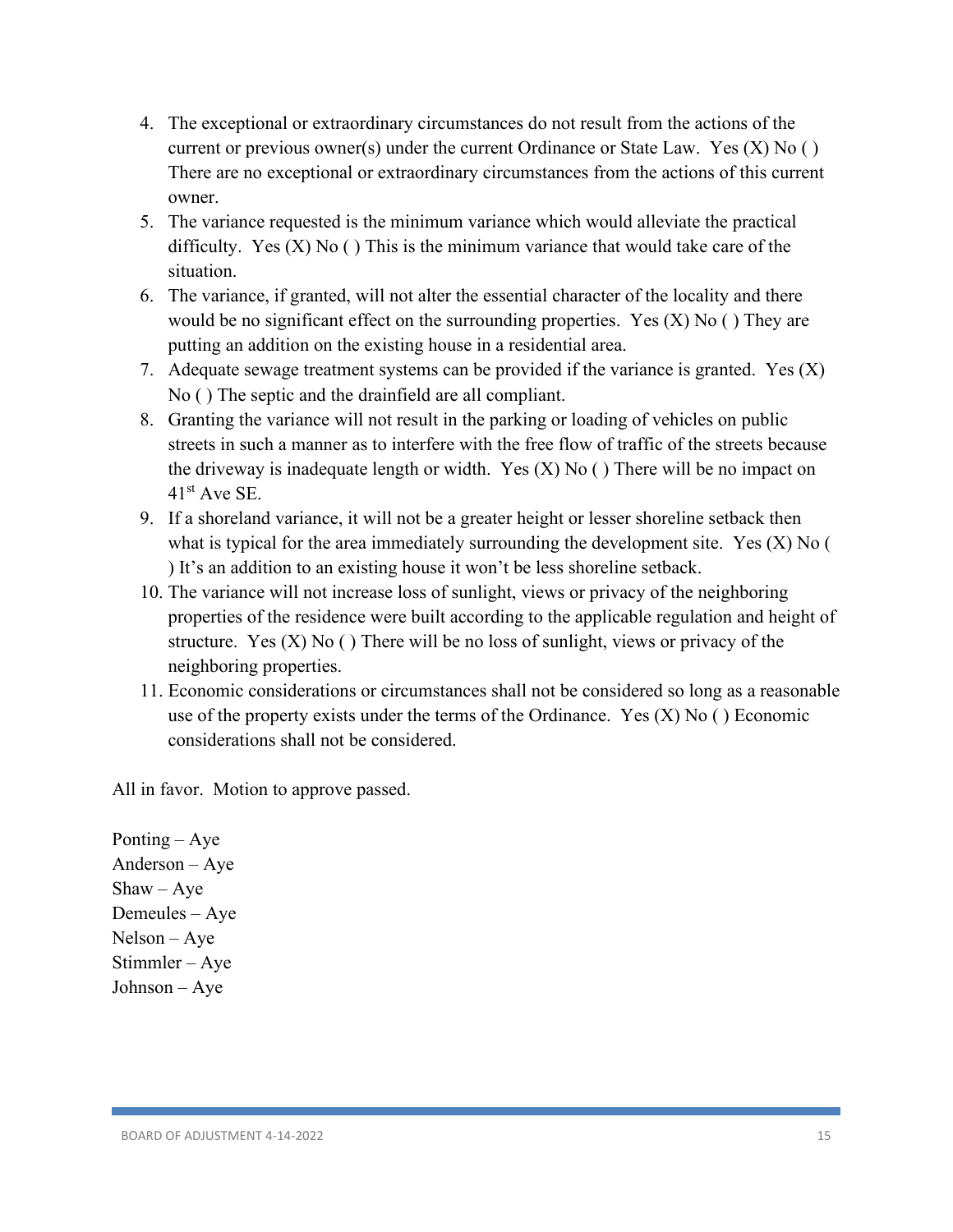4. The exceptional or extraordinary circumstances do not result from the actions of the current or previous owner(s) under the current Ordinance or State Law. Yes (X) No ( ) There are no exceptional or extraordinary circumstances from the actions of this current owner.
5. The variance requested is the minimum variance which would alleviate the practical difficulty. Yes (X) No ( ) This is the minimum variance that would take care of the situation.
6. The variance, if granted, will not alter the essential character of the locality and there would be no significant effect on the surrounding properties. Yes (X) No ( ) They are putting an addition on the existing house in a residential area.
7. Adequate sewage treatment systems can be provided if the variance is granted. Yes (X) No ( ) The septic and the drainfield are all compliant.
8. Granting the variance will not result in the parking or loading of vehicles on public streets in such a manner as to interfere with the free flow of traffic of the streets because the driveway is inadequate length or width. Yes (X) No ( ) There will be no impact on 41st Ave SE.
9. If a shoreland variance, it will not be a greater height or lesser shoreline setback then what is typical for the area immediately surrounding the development site. Yes (X) No ( ) It's an addition to an existing house it won't be less shoreline setback.
10. The variance will not increase loss of sunlight, views or privacy of the neighboring properties of the residence were built according to the applicable regulation and height of structure. Yes (X) No ( ) There will be no loss of sunlight, views or privacy of the neighboring properties.
11. Economic considerations or circumstances shall not be considered so long as a reasonable use of the property exists under the terms of the Ordinance. Yes (X) No ( ) Economic considerations shall not be considered.

All in favor. Motion to approve passed.

Ponting – Aye
Anderson – Aye
Shaw – Aye
Demeules – Aye
Nelson – Aye
Stimmler – Aye
Johnson – Aye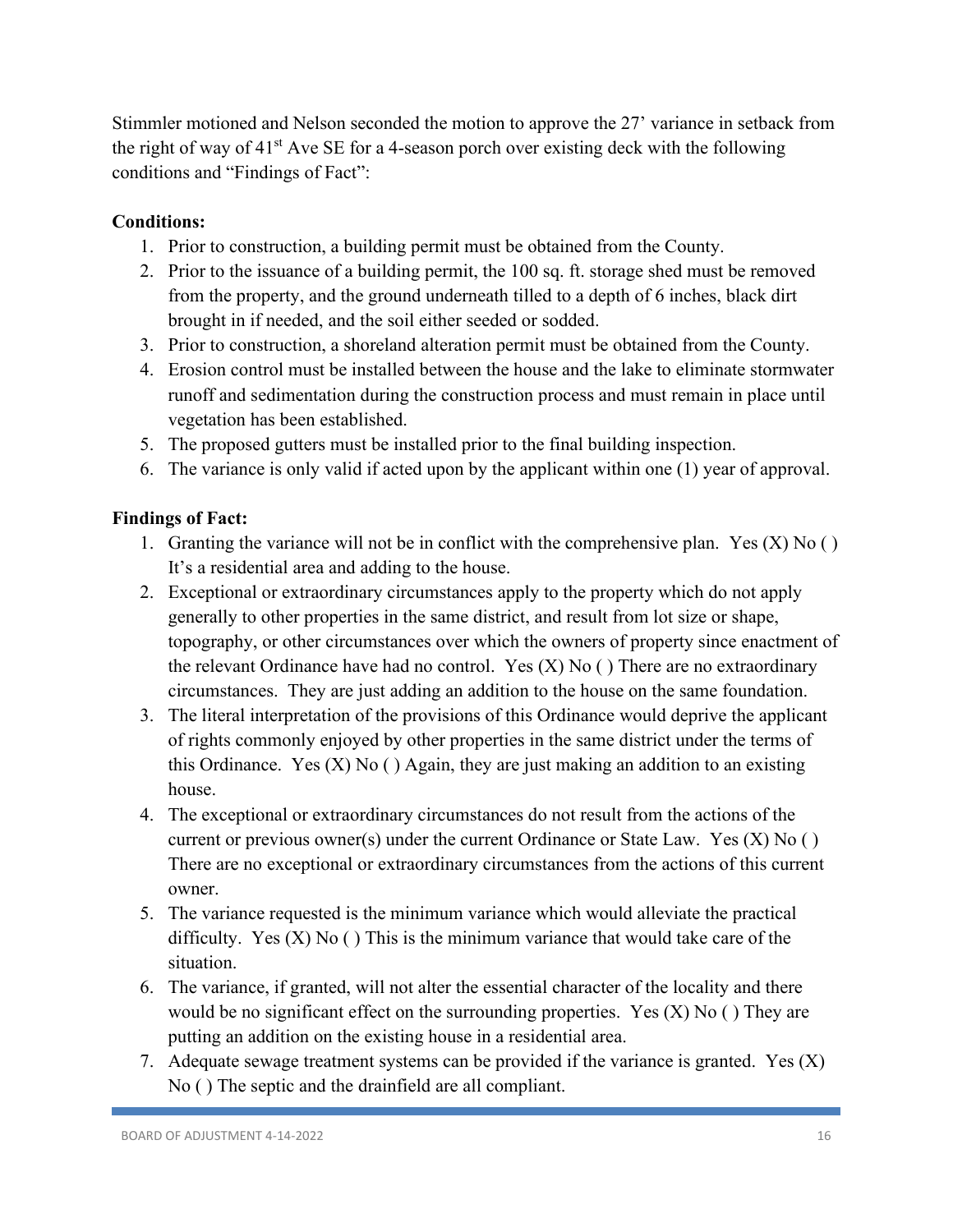Stimmler motioned and Nelson seconded the motion to approve the 27' variance in setback from the right of way of 41st Ave SE for a 4-season porch over existing deck with the following conditions and "Findings of Fact":

**Conditions:**

1. Prior to construction, a building permit must be obtained from the County.
2. Prior to the issuance of a building permit, the 100 sq. ft. storage shed must be removed from the property, and the ground underneath tilled to a depth of 6 inches, black dirt brought in if needed, and the soil either seeded or sodded.
3. Prior to construction, a shoreland alteration permit must be obtained from the County.
4. Erosion control must be installed between the house and the lake to eliminate stormwater runoff and sedimentation during the construction process and must remain in place until vegetation has been established.
5. The proposed gutters must be installed prior to the final building inspection.
6. The variance is only valid if acted upon by the applicant within one (1) year of approval.

**Findings of Fact:**

1. Granting the variance will not be in conflict with the comprehensive plan. Yes (X) No ( ) It's a residential area and adding to the house.
2. Exceptional or extraordinary circumstances apply to the property which do not apply generally to other properties in the same district, and result from lot size or shape, topography, or other circumstances over which the owners of property since enactment of the relevant Ordinance have had no control. Yes (X) No ( ) There are no extraordinary circumstances. They are just adding an addition to the house on the same foundation.
3. The literal interpretation of the provisions of this Ordinance would deprive the applicant of rights commonly enjoyed by other properties in the same district under the terms of this Ordinance. Yes (X) No ( ) Again, they are just making an addition to an existing house.
4. The exceptional or extraordinary circumstances do not result from the actions of the current or previous owner(s) under the current Ordinance or State Law. Yes (X) No ( ) There are no exceptional or extraordinary circumstances from the actions of this current owner.
5. The variance requested is the minimum variance which would alleviate the practical difficulty. Yes (X) No ( ) This is the minimum variance that would take care of the situation.
6. The variance, if granted, will not alter the essential character of the locality and there would be no significant effect on the surrounding properties. Yes (X) No ( ) They are putting an addition on the existing house in a residential area.
7. Adequate sewage treatment systems can be provided if the variance is granted. Yes (X) No ( ) The septic and the drainfield are all compliant.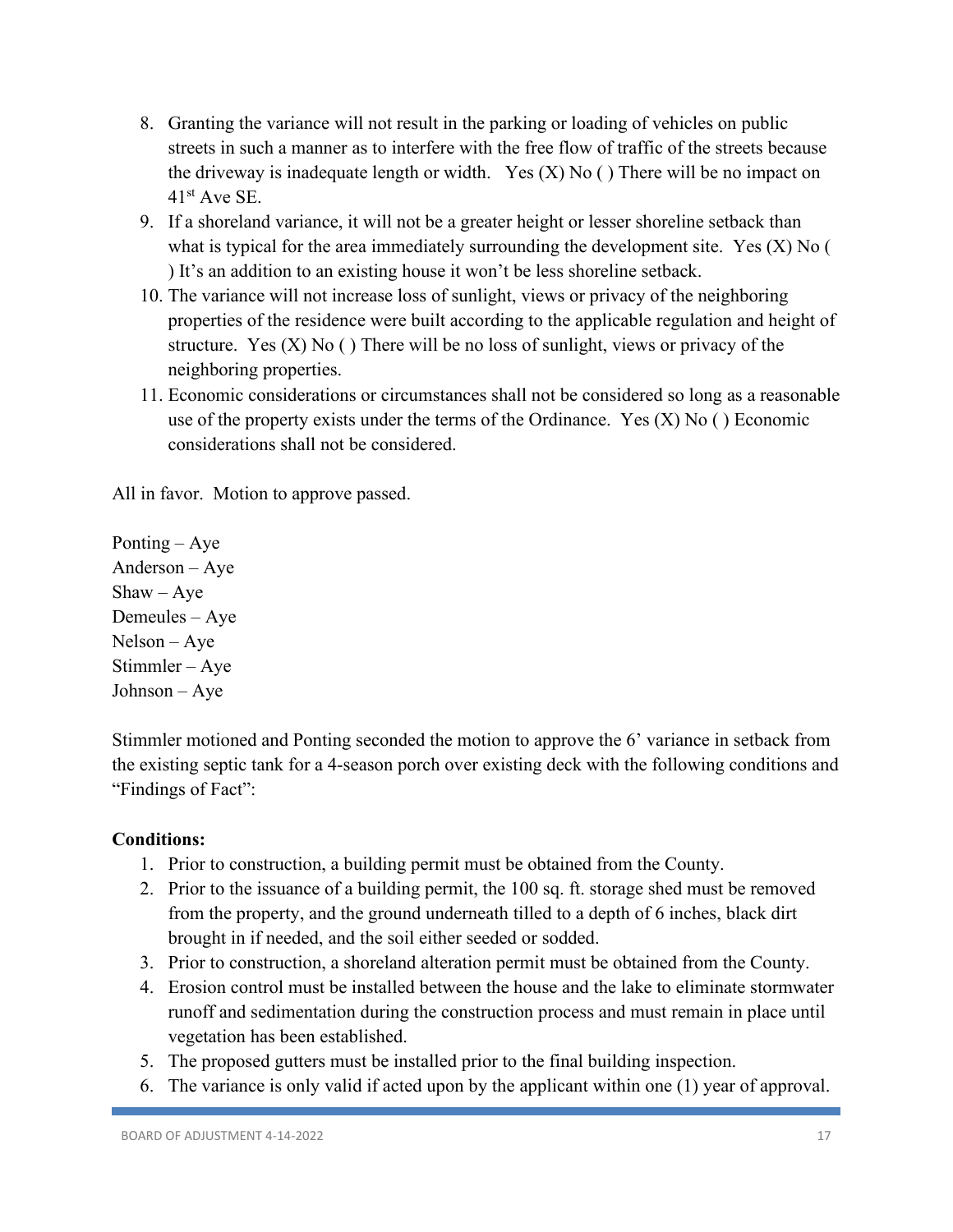8. Granting the variance will not result in the parking or loading of vehicles on public streets in such a manner as to interfere with the free flow of traffic of the streets because the driveway is inadequate length or width. Yes (X) No ( ) There will be no impact on 41st Ave SE.
9. If a shoreland variance, it will not be a greater height or lesser shoreline setback than what is typical for the area immediately surrounding the development site. Yes (X) No ( ) It's an addition to an existing house it won't be less shoreline setback.
10. The variance will not increase loss of sunlight, views or privacy of the neighboring properties of the residence were built according to the applicable regulation and height of structure. Yes (X) No ( ) There will be no loss of sunlight, views or privacy of the neighboring properties.
11. Economic considerations or circumstances shall not be considered so long as a reasonable use of the property exists under the terms of the Ordinance. Yes (X) No ( ) Economic considerations shall not be considered.

All in favor. Motion to approve passed.

Ponting – Aye
Anderson – Aye
Shaw – Aye
Demeules – Aye
Nelson – Aye
Stimmler – Aye
Johnson – Aye

Stimmler motioned and Ponting seconded the motion to approve the 6' variance in setback from the existing septic tank for a 4-season porch over existing deck with the following conditions and "Findings of Fact":

**Conditions:**

1. Prior to construction, a building permit must be obtained from the County.
2. Prior to the issuance of a building permit, the 100 sq. ft. storage shed must be removed from the property, and the ground underneath tilled to a depth of 6 inches, black dirt brought in if needed, and the soil either seeded or sodded.
3. Prior to construction, a shoreland alteration permit must be obtained from the County.
4. Erosion control must be installed between the house and the lake to eliminate stormwater runoff and sedimentation during the construction process and must remain in place until vegetation has been established.
5. The proposed gutters must be installed prior to the final building inspection.
6. The variance is only valid if acted upon by the applicant within one (1) year of approval.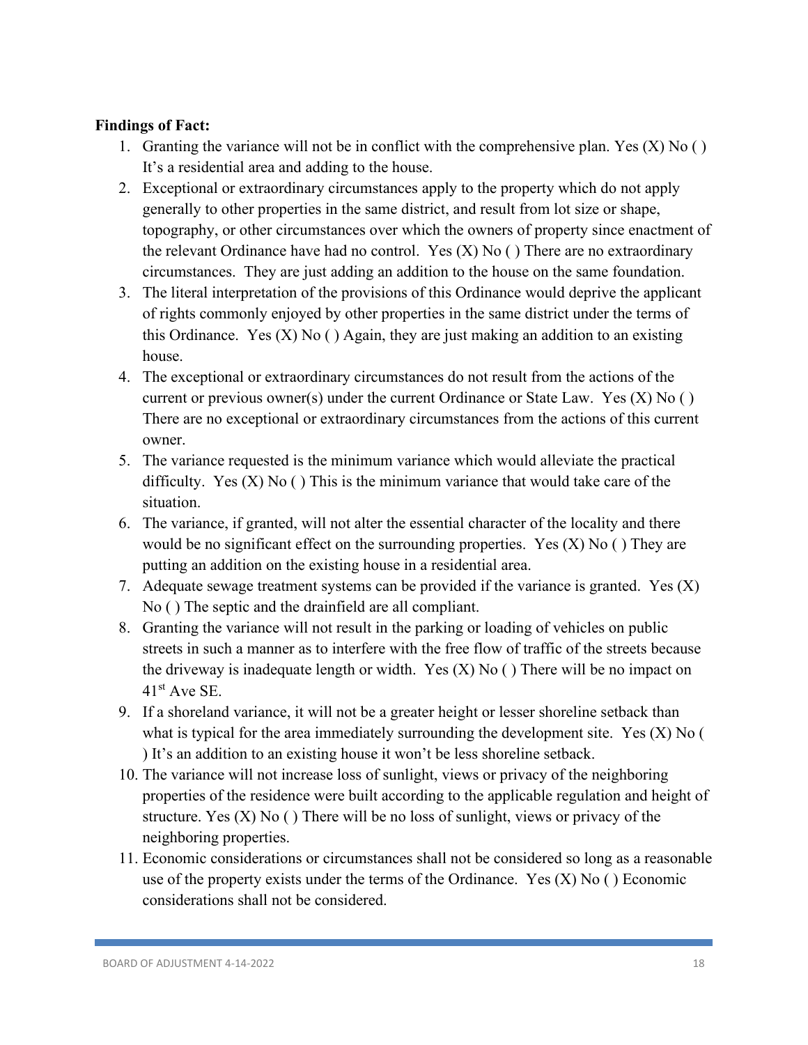**Findings of Fact:**

1. Granting the variance will not be in conflict with the comprehensive plan. Yes (X) No ( ) It's a residential area and adding to the house.
2. Exceptional or extraordinary circumstances apply to the property which do not apply generally to other properties in the same district, and result from lot size or shape, topography, or other circumstances over which the owners of property since enactment of the relevant Ordinance have had no control. Yes (X) No ( ) There are no extraordinary circumstances. They are just adding an addition to the house on the same foundation.
3. The literal interpretation of the provisions of this Ordinance would deprive the applicant of rights commonly enjoyed by other properties in the same district under the terms of this Ordinance. Yes (X) No ( ) Again, they are just making an addition to an existing house.
4. The exceptional or extraordinary circumstances do not result from the actions of the current or previous owner(s) under the current Ordinance or State Law. Yes (X) No ( ) There are no exceptional or extraordinary circumstances from the actions of this current owner.
5. The variance requested is the minimum variance which would alleviate the practical difficulty. Yes (X) No ( ) This is the minimum variance that would take care of the situation.
6. The variance, if granted, will not alter the essential character of the locality and there would be no significant effect on the surrounding properties. Yes (X) No ( ) They are putting an addition on the existing house in a residential area.
7. Adequate sewage treatment systems can be provided if the variance is granted. Yes (X) No ( ) The septic and the drainfield are all compliant.
8. Granting the variance will not result in the parking or loading of vehicles on public streets in such a manner as to interfere with the free flow of traffic of the streets because the driveway is inadequate length or width. Yes (X) No ( ) There will be no impact on 41st Ave SE.
9. If a shoreland variance, it will not be a greater height or lesser shoreline setback than what is typical for the area immediately surrounding the development site. Yes (X) No ( ) It's an addition to an existing house it won't be less shoreline setback.
10. The variance will not increase loss of sunlight, views or privacy of the neighboring properties of the residence were built according to the applicable regulation and height of structure. Yes (X) No ( ) There will be no loss of sunlight, views or privacy of the neighboring properties.
11. Economic considerations or circumstances shall not be considered so long as a reasonable use of the property exists under the terms of the Ordinance. Yes (X) No ( ) Economic considerations shall not be considered.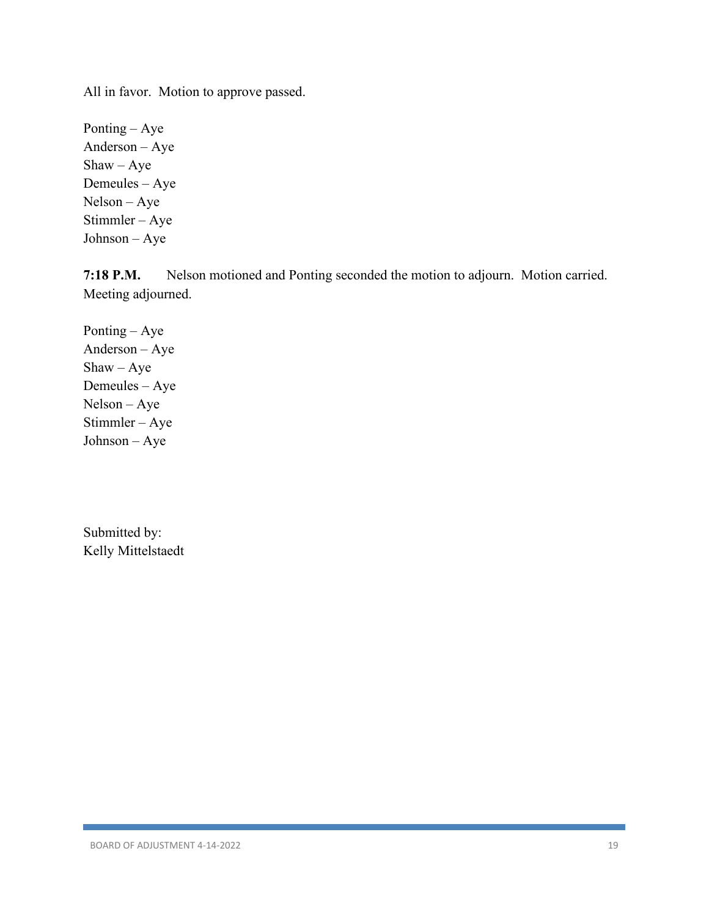All in favor. Motion to approve passed.

Ponting – Aye
Anderson – Aye
Shaw – Aye
Demeules – Aye
Nelson – Aye
Stimmler – Aye
Johnson – Aye

**7:18 P.M.** Nelson motioned and Ponting seconded the motion to adjourn. Motion carried. Meeting adjourned.

Ponting – Aye
Anderson – Aye
Shaw – Aye
Demeules – Aye
Nelson – Aye
Stimmler – Aye
Johnson – Aye

Submitted by:
Kelly Mittelstaedt